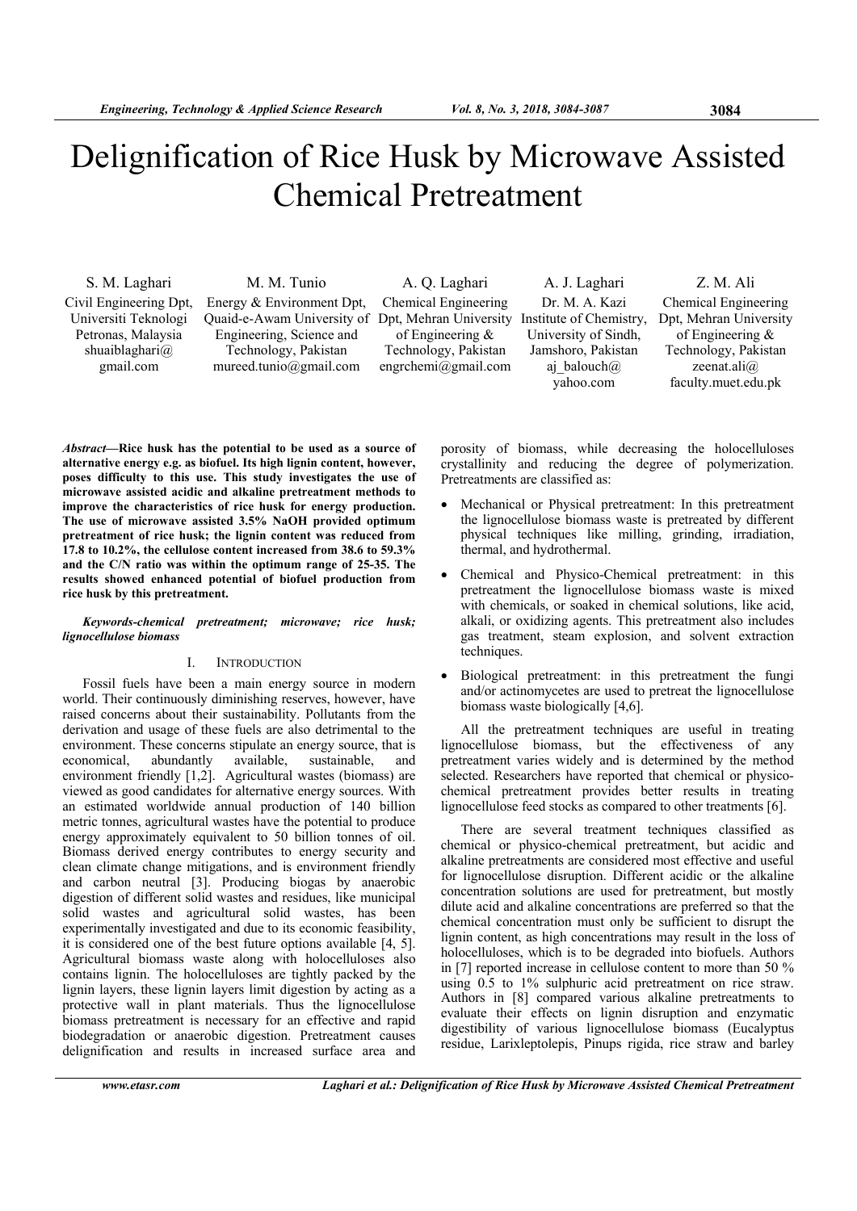# Delignification of Rice Husk by Microwave Assisted Chemical Pretreatment

S. M. Laghari
Civil Engineering Dpt, Universiti Teknologi Petronas, Malaysia
shuaiblaghari@gmail.com

M. M. Tunio
Energy & Environment Dpt, Quaid-e-Awam University of Engineering, Science and Technology, Pakistan
mureed.tunio@gmail.com

A. Q. Laghari
Chemical Engineering Dpt, Mehran University of Engineering & Technology, Pakistan
engrchemi@gmail.com

A. J. Laghari
Dr. M. A. Kazi Institute of Chemistry, University of Sindh, Jamshoro, Pakistan
aj_balouch@yahoo.com

Z. M. Ali
Chemical Engineering Dpt, Mehran University of Engineering & Technology, Pakistan
zeenat.ali@faculty.muet.edu.pk

***Abstract*—Rice husk has the potential to be used as a source of alternative energy e.g. as biofuel. Its high lignin content, however, poses difficulty to this use. This study investigates the use of microwave assisted acidic and alkaline pretreatment methods to improve the characteristics of rice husk for energy production. The use of microwave assisted 3.5% NaOH provided optimum pretreatment of rice husk; the lignin content was reduced from 17.8 to 10.2%, the cellulose content increased from 38.6 to 59.3% and the C/N ratio was within the optimum range of 25-35. The results showed enhanced potential of biofuel production from rice husk by this pretreatment.**

***Keywords-chemical pretreatment; microwave; rice husk; lignocellulose biomass***

## I. Introduction

Fossil fuels have been a main energy source in modern world. Their continuously diminishing reserves, however, have raised concerns about their sustainability. Pollutants from the derivation and usage of these fuels are also detrimental to the environment. These concerns stipulate an energy source, that is economical, abundantly available, sustainable, and environment friendly [1,2]. Agricultural wastes (biomass) are viewed as good candidates for alternative energy sources. With an estimated worldwide annual production of 140 billion metric tonnes, agricultural wastes have the potential to produce energy approximately equivalent to 50 billion tonnes of oil. Biomass derived energy contributes to energy security and clean climate change mitigations, and is environment friendly and carbon neutral [3]. Producing biogas by anaerobic digestion of different solid wastes and residues, like municipal solid wastes and agricultural solid wastes, has been experimentally investigated and due to its economic feasibility, it is considered one of the best future options available [4, 5]. Agricultural biomass waste along with holocelluloses also contains lignin. The holocelluloses are tightly packed by the lignin layers, these lignin layers limit digestion by acting as a protective wall in plant materials. Thus the lignocellulose biomass pretreatment is necessary for an effective and rapid biodegradation or anaerobic digestion. Pretreatment causes delignification and results in increased surface area and porosity of biomass, while decreasing the holocelluloses crystallinity and reducing the degree of polymerization. Pretreatments are classified as:

- Mechanical or Physical pretreatment: In this pretreatment the lignocellulose biomass waste is pretreated by different physical techniques like milling, grinding, irradiation, thermal, and hydrothermal.
- Chemical and Physico-Chemical pretreatment: in this pretreatment the lignocellulose biomass waste is mixed with chemicals, or soaked in chemical solutions, like acid, alkali, or oxidizing agents. This pretreatment also includes gas treatment, steam explosion, and solvent extraction techniques.
- Biological pretreatment: in this pretreatment the fungi and/or actinomycetes are used to pretreat the lignocellulose biomass waste biologically [4,6].

All the pretreatment techniques are useful in treating lignocellulose biomass, but the effectiveness of any pretreatment varies widely and is determined by the method selected. Researchers have reported that chemical or physico-chemical pretreatment provides better results in treating lignocellulose feed stocks as compared to other treatments [6].

There are several treatment techniques classified as chemical or physico-chemical pretreatment, but acidic and alkaline pretreatments are considered most effective and useful for lignocellulose disruption. Different acidic or the alkaline concentration solutions are used for pretreatment, but mostly dilute acid and alkaline concentrations are preferred so that the chemical concentration must only be sufficient to disrupt the lignin content, as high concentrations may result in the loss of holocelluloses, which is to be degraded into biofuels. Authors in [7] reported increase in cellulose content to more than 50 % using 0.5 to 1% sulphuric acid pretreatment on rice straw. Authors in [8] compared various alkaline pretreatments to evaluate their effects on lignin disruption and enzymatic digestibility of various lignocellulose biomass (Eucalyptus residue, Larixleptolepis, Pinups rigida, rice straw and barley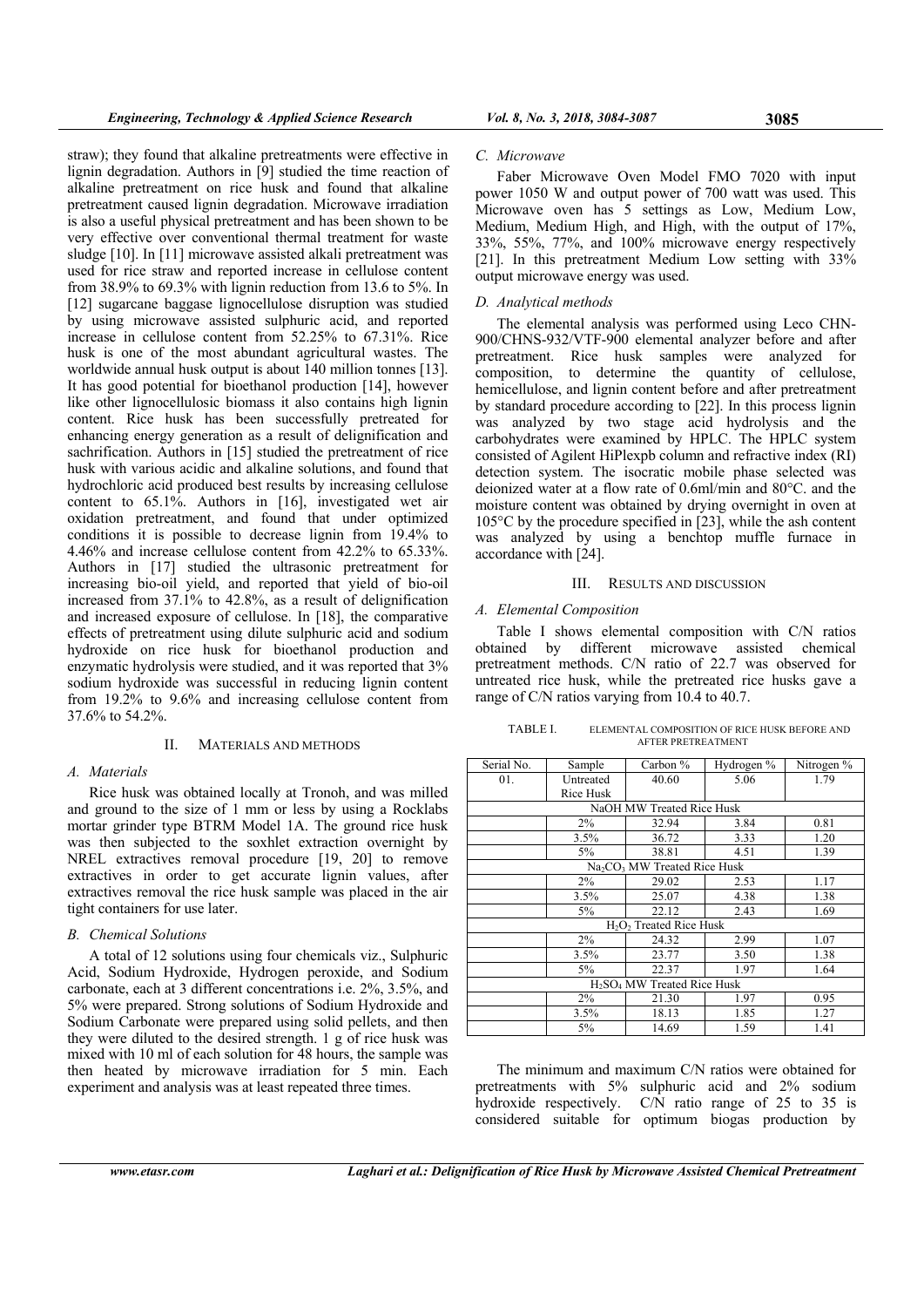straw); they found that alkaline pretreatments were effective in lignin degradation. Authors in [9] studied the time reaction of alkaline pretreatment on rice husk and found that alkaline pretreatment caused lignin degradation. Microwave irradiation is also a useful physical pretreatment and has been shown to be very effective over conventional thermal treatment for waste sludge [10]. In [11] microwave assisted alkali pretreatment was used for rice straw and reported increase in cellulose content from 38.9% to 69.3% with lignin reduction from 13.6 to 5%. In [12] sugarcane baggase lignocellulose disruption was studied by using microwave assisted sulphuric acid, and reported increase in cellulose content from 52.25% to 67.31%. Rice husk is one of the most abundant agricultural wastes. The worldwide annual husk output is about 140 million tonnes [13]. It has good potential for bioethanol production [14], however like other lignocellulosic biomass it also contains high lignin content. Rice husk has been successfully pretreated for enhancing energy generation as a result of delignification and sachrification. Authors in [15] studied the pretreatment of rice husk with various acidic and alkaline solutions, and found that hydrochloric acid produced best results by increasing cellulose content to 65.1%. Authors in [16], investigated wet air oxidation pretreatment, and found that under optimized conditions it is possible to decrease lignin from 19.4% to 4.46% and increase cellulose content from 42.2% to 65.33%. Authors in [17] studied the ultrasonic pretreatment for increasing bio-oil yield, and reported that yield of bio-oil increased from 37.1% to 42.8%, as a result of delignification and increased exposure of cellulose. In [18], the comparative effects of pretreatment using dilute sulphuric acid and sodium hydroxide on rice husk for bioethanol production and enzymatic hydrolysis were studied, and it was reported that 3% sodium hydroxide was successful in reducing lignin content from 19.2% to 9.6% and increasing cellulose content from 37.6% to 54.2%.

## II. MATERIALS AND METHODS

### A. Materials

Rice husk was obtained locally at Tronoh, and was milled and ground to the size of 1 mm or less by using a Rocklabs mortar grinder type BTRM Model 1A. The ground rice husk was then subjected to the soxhlet extraction overnight by NREL extractives removal procedure [19, 20] to remove extractives in order to get accurate lignin values, after extractives removal the rice husk sample was placed in the air tight containers for use later.

### B. Chemical Solutions

A total of 12 solutions using four chemicals viz., Sulphuric Acid, Sodium Hydroxide, Hydrogen peroxide, and Sodium carbonate, each at 3 different concentrations i.e. 2%, 3.5%, and 5% were prepared. Strong solutions of Sodium Hydroxide and Sodium Carbonate were prepared using solid pellets, and then they were diluted to the desired strength. 1 g of rice husk was mixed with 10 ml of each solution for 48 hours, the sample was then heated by microwave irradiation for 5 min. Each experiment and analysis was at least repeated three times.

### C. Microwave

Faber Microwave Oven Model FMO 7020 with input power 1050 W and output power of 700 watt was used. This Microwave oven has 5 settings as Low, Medium Low, Medium, Medium High, and High, with the output of 17%, 33%, 55%, 77%, and 100% microwave energy respectively [21]. In this pretreatment Medium Low setting with 33% output microwave energy was used.

### D. Analytical methods

The elemental analysis was performed using Leco CHN-900/CHNS-932/VTF-900 elemental analyzer before and after pretreatment. Rice husk samples were analyzed for composition, to determine the quantity of cellulose, hemicellulose, and lignin content before and after pretreatment by standard procedure according to [22]. In this process lignin was analyzed by two stage acid hydrolysis and the carbohydrates were examined by HPLC. The HPLC system consisted of Agilent HiPlexpb column and refractive index (RI) detection system. The isocratic mobile phase selected was deionized water at a flow rate of 0.6ml/min and 80°C. and the moisture content was obtained by drying overnight in oven at 105°C by the procedure specified in [23], while the ash content was analyzed by using a benchtop muffle furnace in accordance with [24].

## III. RESULTS AND DISCUSSION

### A. Elemental Composition

Table I shows elemental composition with C/N ratios obtained by different microwave assisted chemical pretreatment methods. C/N ratio of 22.7 was observed for untreated rice husk, while the pretreated rice husks gave a range of C/N ratios varying from 10.4 to 40.7.

TABLE I. ELEMENTAL COMPOSITION OF RICE HUSK BEFORE AND AFTER PRETREATMENT

| Serial No. | Sample | Carbon % | Hydrogen % | Nitrogen % |
|---|---|---|---|---|
| 01. | Untreated Rice Husk | 40.60 | 5.06 | 1.79 |
| NaOH MW Treated Rice Husk | | | | |
| | 2% | 32.94 | 3.84 | 0.81 |
| | 3.5% | 36.72 | 3.33 | 1.20 |
| | 5% | 38.81 | 4.51 | 1.39 |
| $Na_2CO_3$ MW Treated Rice Husk | | | | |
| | 2% | 29.02 | 2.53 | 1.17 |
| | 3.5% | 25.07 | 4.38 | 1.38 |
| | 5% | 22.12 | 2.43 | 1.69 |
| $H_2O_2$ Treated Rice Husk | | | | |
| | 2% | 24.32 | 2.99 | 1.07 |
| | 3.5% | 23.77 | 3.50 | 1.38 |
| | 5% | 22.37 | 1.97 | 1.64 |
| $H_2SO_4$ MW Treated Rice Husk | | | | |
| | 2% | 21.30 | 1.97 | 0.95 |
| | 3.5% | 18.13 | 1.85 | 1.27 |
| | 5% | 14.69 | 1.59 | 1.41 |

The minimum and maximum C/N ratios were obtained for pretreatments with 5% sulphuric acid and 2% sodium hydroxide respectively. C/N ratio range of 25 to 35 is considered suitable for optimum biogas production by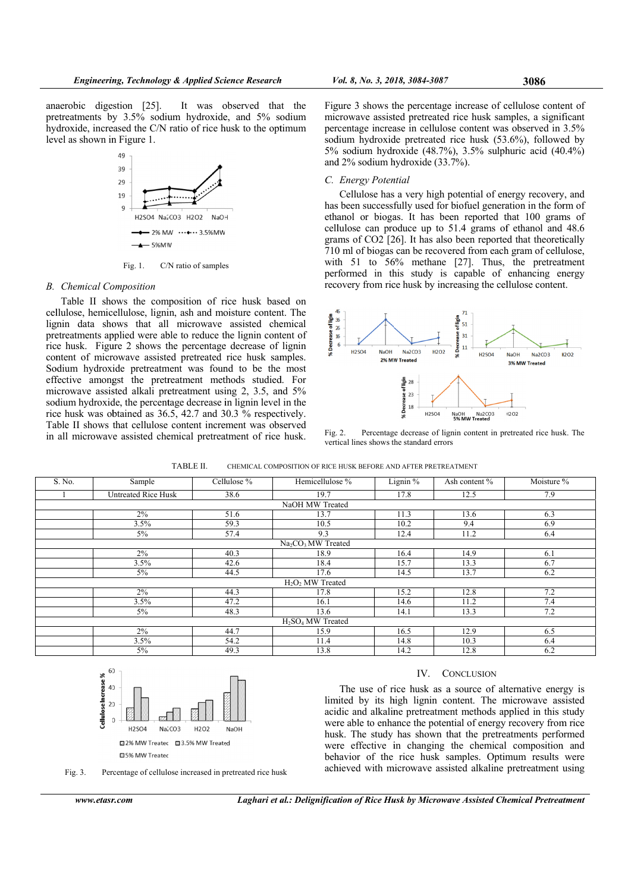anaerobic digestion [25]. It was observed that the pretreatments by 3.5% sodium hydroxide, and 5% sodium hydroxide, increased the C/N ratio of rice husk to the optimum level as shown in Figure 1.

Fig. 1. C/N ratio of samples

### B. Chemical Composition

Table II shows the composition of rice husk based on cellulose, hemicellulose, lignin, ash and moisture content. The lignin data shows that all microwave assisted chemical pretreatments applied were able to reduce the lignin content of rice husk. Figure 2 shows the percentage decrease of lignin content of microwave assisted pretreated rice husk samples. Sodium hydroxide pretreatment was found to be the most effective amongst the pretreatment methods studied. For microwave assisted alkali pretreatment using 2, 3.5, and 5% sodium hydroxide, the percentage decrease in lignin level in the rice husk was obtained as 36.5, 42.7 and 30.3 % respectively. Table II shows that cellulose content increment was observed in all microwave assisted chemical pretreatment of rice husk.

Figure 3 shows the percentage increase of cellulose content of microwave assisted pretreated rice husk samples, a significant percentage increase in cellulose content was observed in 3.5% sodium hydroxide pretreated rice husk (53.6%), followed by 5% sodium hydroxide (48.7%), 3.5% sulphuric acid (40.4%) and 2% sodium hydroxide (33.7%).

### C. Energy Potential

Cellulose has a very high potential of energy recovery, and has been successfully used for biofuel generation in the form of ethanol or biogas. It has been reported that 100 grams of cellulose can produce up to 51.4 grams of ethanol and 48.6 grams of $CO_2$ [26]. It has also been reported that theoretically 710 ml of biogas can be recovered from each gram of cellulose, with 51 to 56% methane [27]. Thus, the pretreatment performed in this study is capable of enhancing energy recovery from rice husk by increasing the cellulose content.

Fig. 2. Percentage decrease of lignin content in pretreated rice husk. The vertical lines shows the standard errors

TABLE II. CHEMICAL COMPOSITION OF RICE HUSK BEFORE AND AFTER PRETREATMENT

| S. No. | Sample | Cellulose % | Hemicellulose % | Lignin % | Ash content % | Moisture % |
|---|---|---|---|---|---|---|
| 1 | Untreated Rice Husk | 38.6 | 19.7 | 17.8 | 12.5 | 7.9 |
| | | | NaOH MW Treated | | | |
| | 2% | 51.6 | 13.7 | 11.3 | 13.6 | 6.3 |
| | 3.5% | 59.3 | 10.5 | 10.2 | 9.4 | 6.9 |
| | 5% | 57.4 | 9.3 | 12.4 | 11.2 | 6.4 |
| | | | $Na_2CO_3$ MW Treated | | | |
| | 2% | 40.3 | 18.9 | 16.4 | 14.9 | 6.1 |
| | 3.5% | 42.6 | 18.4 | 15.7 | 13.3 | 6.7 |
| | 5% | 44.5 | 17.6 | 14.5 | 13.7 | 6.2 |
| | | | $H_2O_2$ MW Treated | | | |
| | 2% | 44.3 | 17.8 | 15.2 | 12.8 | 7.2 |
| | 3.5% | 47.2 | 16.1 | 14.6 | 11.2 | 7.4 |
| | 5% | 48.3 | 13.6 | 14.1 | 13.3 | 7.2 |
| | | | $H_2SO_4$ MW Treated | | | |
| | 2% | 44.7 | 15.9 | 16.5 | 12.9 | 6.5 |
| | 3.5% | 54.2 | 11.4 | 14.8 | 10.3 | 6.4 |
| | 5% | 49.3 | 13.8 | 14.2 | 12.8 | 6.2 |

Fig. 3. Percentage of cellulose increased in pretreated rice husk

## IV. Conclusion

The use of rice husk as a source of alternative energy is limited by its high lignin content. The microwave assisted acidic and alkaline pretreatment methods applied in this study were able to enhance the potential of energy recovery from rice husk. The study has shown that the pretreatments performed were effective in changing the chemical composition and behavior of the rice husk samples. Optimum results were achieved with microwave assisted alkaline pretreatment using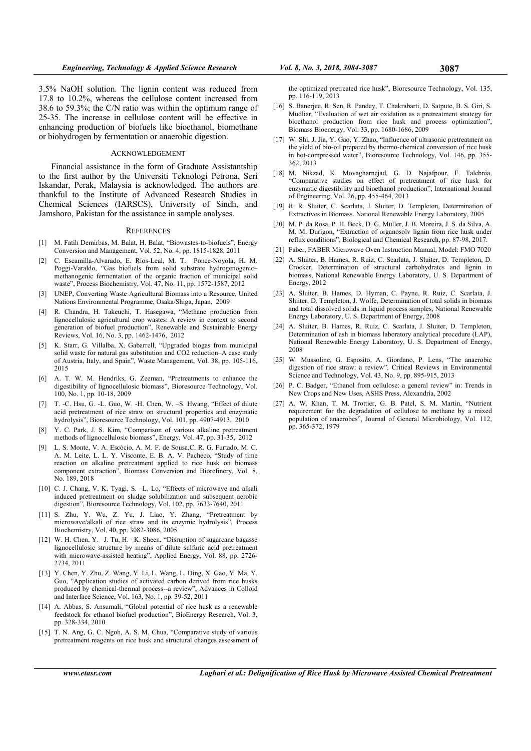3.5% NaOH solution. The lignin content was reduced from 17.8 to 10.2%, whereas the cellulose content increased from 38.6 to 59.3%; the C/N ratio was within the optimum range of 25-35. The increase in cellulose content will be effective in enhancing production of biofuels like bioethanol, biomethane or biohydrogen by fermentation or anaerobic digestion.

## ACKNOWLEDGEMENT

Financial assistance in the form of Graduate Assistantship to the first author by the Universiti Teknologi Petrona, Seri Iskandar, Perak, Malaysia is acknowledged. The authors are thankful to the Institute of Advanced Research Studies in Chemical Sciences (IARSCS), University of Sindh, and Jamshoro, Pakistan for the assistance in sample analyses.

## REFERENCES

[1] M. Fatih Demirbas, M. Balat, H. Balat, "Biowastes-to-biofuels", Energy Conversion and Management, Vol. 52, No. 4, pp. 1815-1828, 2011

[2] C. Escamilla-Alvarado, E. Ríos-Leal, M. T. Ponce-Noyola, H. M. Poggi-Varaldo, "Gas biofuels from solid substrate hydrogenogenic–methanogenic fermentation of the organic fraction of municipal solid waste", Process Biochemistry, Vol. 47, No. 11, pp. 1572-1587, 2012

[3] UNEP, Converting Waste Agricultural Biomass into a Resource, United Nations Environmental Programme, Osaka/Shiga, Japan, 2009

[4] R. Chandra, H. Takeuchi, T. Hasegawa, "Methane production from lignocellulosic agricultural crop wastes: A review in context to second generation of biofuel production", Renewable and Sustainable Energy Reviews, Vol. 16, No. 3, pp. 1462-1476, 2012

[5] K. Starr, G. Villalba, X. Gabarrell, "Upgraded biogas from municipal solid waste for natural gas substitution and CO2 reduction–A case study of Austria, Italy, and Spain", Waste Management, Vol. 38, pp. 105-116, 2015

[6] A. T. W. M. Hendriks, G. Zeeman, "Pretreatments to enhance the digestibility of lignocellulosic biomass", Bioresource Technology, Vol. 100, No. 1, pp. 10-18, 2009

[7] T. -C. Hsu, G. -L. Guo, W. -H. Chen, W. –S. Hwang, "Effect of dilute acid pretreatment of rice straw on structural properties and enzymatic hydrolysis", Bioresource Technology, Vol. 101, pp. 4907-4913, 2010

[8] Y. C. Park, J. S. Kim, "Comparison of various alkaline pretreatment methods of lignocellulosic biomass", Energy, Vol. 47, pp. 31-35, 2012

[9] L. S. Monte, V. A. Escócio, A. M. F. de Sousa,C. R. G. Furtado, M. C. A. M. Leite, L. L. Y. Visconte, E. B. A. V. Pacheco, "Study of time reaction on alkaline pretreatment applied to rice husk on biomass component extraction", Biomass Conversion and Biorefinery, Vol. 8, No. 189, 2018

[10] C. J. Chang, V. K. Tyagi, S. –L. Lo, "Effects of microwave and alkali induced pretreatment on sludge solubilization and subsequent aerobic digestion", Bioresource Technology, Vol. 102, pp. 7633-7640, 2011

[11] S. Zhu, Y. Wu, Z. Yu, J. Liao, Y. Zhang, "Pretreatment by microwave/alkali of rice straw and its enzymic hydrolysis", Process Biochemistry, Vol. 40, pp. 3082-3086, 2005

[12] W. H. Chen, Y. –J. Tu, H. –K. Sheen, "Disruption of sugarcane bagasse lignocellulosic structure by means of dilute sulfuric acid pretreatment with microwave-assisted heating", Applied Energy, Vol. 88, pp. 2726-2734, 2011

[13] Y. Chen, Y. Zhu, Z. Wang, Y. Li, L. Wang, L. Ding, X. Gao, Y. Ma, Y. Guo, "Application studies of activated carbon derived from rice husks produced by chemical-thermal process--a review", Advances in Colloid and Interface Science, Vol. 163, No. 1, pp. 39-52, 2011

[14] A. Abbas, S. Ansumali, "Global potential of rice husk as a renewable feedstock for ethanol biofuel production", BioEnergy Research, Vol. 3, pp. 328-334, 2010

[15] T. N. Ang, G. C. Ngoh, A. S. M. Chua, "Comparative study of various pretreatment reagents on rice husk and structural changes assessment of the optimized pretreated rice husk", Bioresource Technology, Vol. 135, pp. 116-119, 2013

[16] S. Banerjee, R. Sen, R. Pandey, T. Chakrabarti, D. Satpute, B. S. Giri, S. Mudliar, "Evaluation of wet air oxidation as a pretreatment strategy for bioethanol production from rice husk and process optimization", Biomass Bioenergy, Vol. 33, pp. 1680-1686, 2009

[17] W. Shi, J. Jia, Y. Gao, Y. Zhao, "Influence of ultrasonic pretreatment on the yield of bio-oil prepared by thermo-chemical conversion of rice husk in hot-compressed water", Bioresource Technology, Vol. 146, pp. 355-362, 2013

[18] M. Nikzad, K. Movagharnejad, G. D. Najafpour, F. Talebnia, "Comparative studies on effect of pretreatment of rice husk for enzymatic digestibility and bioethanol production", International Journal of Engineering, Vol. 26, pp. 455-464, 2013

[19] R. R. Sluiter, C. Scarlata, J. Sluiter, D. Templeton, Determination of Extractives in Biomass. National Renewable Energy Laboratory, 2005

[20] M. P. da Rosa, P. H. Beck, D. G. Müller, J. B. Moreira, J. S. da Silva, A. M. M. Durigon, "Extraction of organosolv lignin from rice husk under reflux conditions", Biological and Chemical Research, pp. 87-98, 2017.

[21] Faber, FABER Microwave Oven Instruction Manual, Model: FMO 7020

[22] A. Sluiter, B. Hames, R. Ruiz, C. Scarlata, J. Sluiter, D. Templeton, D. Crocker, Determination of structural carbohydrates and lignin in biomass, National Renewable Energy Laboratory, U. S. Department of Energy, 2012

[23] A. Sluiter, B. Hames, D. Hyman, C. Payne, R. Ruiz, C. Scarlata, J. Sluiter, D. Templeton, J. Wolfe, Determination of total solids in biomass and total dissolved solids in liquid process samples, National Renewable Energy Laboratory, U. S. Department of Energy, 2008

[24] A. Sluiter, B. Hames, R. Ruiz, C. Scarlata, J. Sluiter, D. Templeton, Determination of ash in biomass laboratory analytical procedure (LAP), National Renewable Energy Laboratory, U. S. Department of Energy, 2008

[25] W. Mussoline, G. Esposito, A. Giordano, P. Lens, "The anaerobic digestion of rice straw: a review", Critical Reviews in Environmental Science and Technology, Vol. 43, No. 9, pp. 895-915, 2013

[26] P. C. Badger, "Ethanol from cellulose: a general review" in: Trends in New Crops and New Uses, ASHS Press, Alexandria, 2002

[27] A. W. Khan, T. M. Trottier, G. B. Patel, S. M. Martin, "Nutrient requirement for the degradation of cellulose to methane by a mixed population of anaerobes", Journal of General Microbiology, Vol. 112, pp. 365-372, 1979